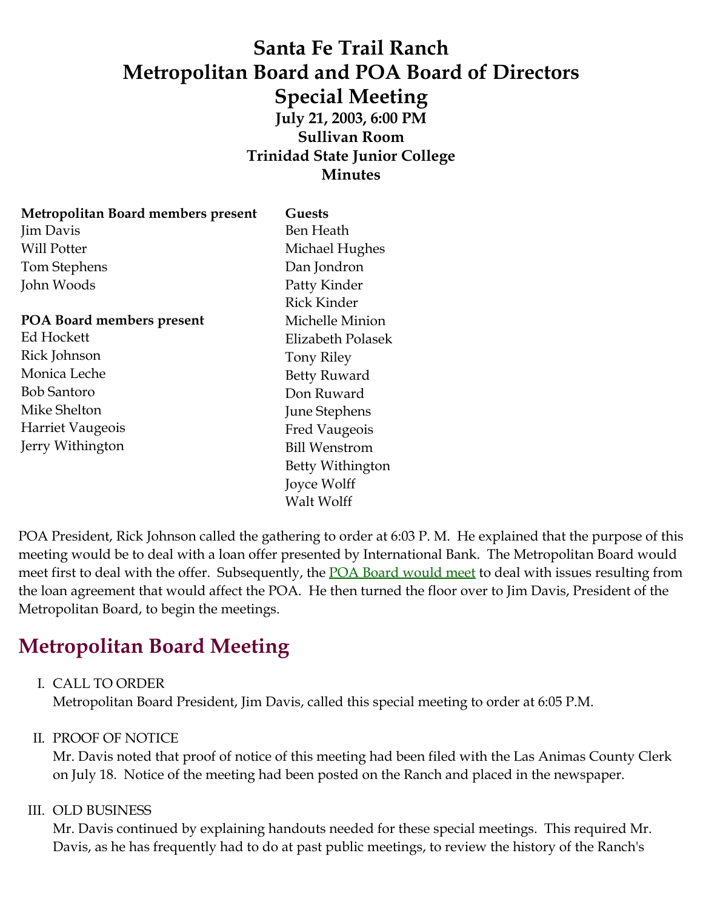# Santa Fe Trail Ranch
# Metropolitan Board and POA Board of Directors
# Special Meeting

**July 21, 2003, 6:00 PM**
**Sullivan Room**
**Trinidad State Junior College**
**Minutes**

**Metropolitan Board members present**
Jim Davis
Will Potter
Tom Stephens
John Woods

**POA Board members present**
Ed Hockett
Rick Johnson
Monica Leche
Bob Santoro
Mike Shelton
Harriet Vaugeois
Jerry Withington

**Guests**
Ben Heath
Michael Hughes
Dan Jondron
Patty Kinder
Rick Kinder
Michelle Minion
Elizabeth Polasek
Tony Riley
Betty Ruward
Don Ruward
June Stephens
Fred Vaugeois
Bill Wenstrom
Betty Withington
Joyce Wolff
Walt Wolff

POA President, Rick Johnson called the gathering to order at 6:03 P. M. He explained that the purpose of this meeting would be to deal with a loan offer presented by International Bank. The Metropolitan Board would meet first to deal with the offer. Subsequently, the POA Board would meet to deal with issues resulting from the loan agreement that would affect the POA. He then turned the floor over to Jim Davis, President of the Metropolitan Board, to begin the meetings.

## Metropolitan Board Meeting

I. CALL TO ORDER
Metropolitan Board President, Jim Davis, called this special meeting to order at 6:05 P.M.

II. PROOF OF NOTICE
Mr. Davis noted that proof of notice of this meeting had been filed with the Las Animas County Clerk on July 18. Notice of the meeting had been posted on the Ranch and placed in the newspaper.

III. OLD BUSINESS
Mr. Davis continued by explaining handouts needed for these special meetings. This required Mr. Davis, as he has frequently had to do at past public meetings, to review the history of the Ranch's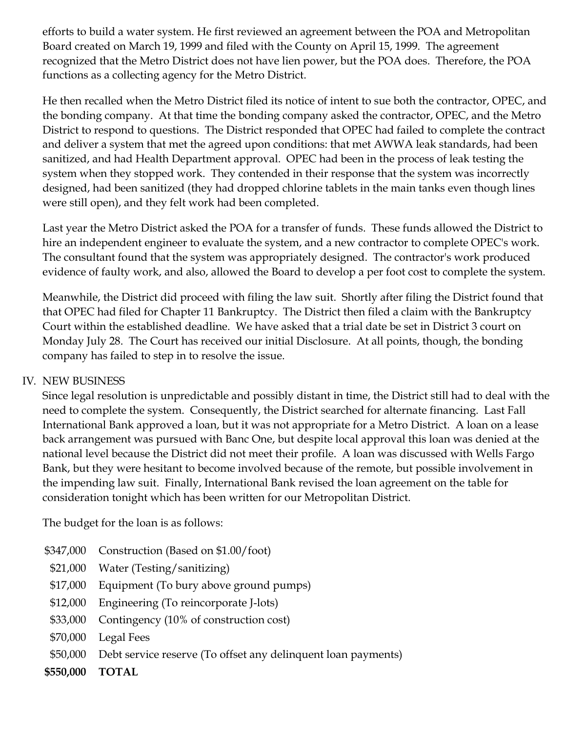efforts to build a water system. He first reviewed an agreement between the POA and Metropolitan Board created on March 19, 1999 and filed with the County on April 15, 1999. The agreement recognized that the Metro District does not have lien power, but the POA does. Therefore, the POA functions as a collecting agency for the Metro District.

He then recalled when the Metro District filed its notice of intent to sue both the contractor, OPEC, and the bonding company. At that time the bonding company asked the contractor, OPEC, and the Metro District to respond to questions. The District responded that OPEC had failed to complete the contract and deliver a system that met the agreed upon conditions: that met AWWA leak standards, had been sanitized, and had Health Department approval. OPEC had been in the process of leak testing the system when they stopped work. They contended in their response that the system was incorrectly designed, had been sanitized (they had dropped chlorine tablets in the main tanks even though lines were still open), and they felt work had been completed.

Last year the Metro District asked the POA for a transfer of funds. These funds allowed the District to hire an independent engineer to evaluate the system, and a new contractor to complete OPEC's work. The consultant found that the system was appropriately designed. The contractor's work produced evidence of faulty work, and also, allowed the Board to develop a per foot cost to complete the system.

Meanwhile, the District did proceed with filing the law suit. Shortly after filing the District found that that OPEC had filed for Chapter 11 Bankruptcy. The District then filed a claim with the Bankruptcy Court within the established deadline. We have asked that a trial date be set in District 3 court on Monday July 28. The Court has received our initial Disclosure. At all points, though, the bonding company has failed to step in to resolve the issue.

## IV. NEW BUSINESS

Since legal resolution is unpredictable and possibly distant in time, the District still had to deal with the need to complete the system. Consequently, the District searched for alternate financing. Last Fall International Bank approved a loan, but it was not appropriate for a Metro District. A loan on a lease back arrangement was pursued with Banc One, but despite local approval this loan was denied at the national level because the District did not meet their profile. A loan was discussed with Wells Fargo Bank, but they were hesitant to become involved because of the remote, but possible involvement in the impending law suit. Finally, International Bank revised the loan agreement on the table for consideration tonight which has been written for our Metropolitan District.

The budget for the loan is as follows:

| | |
|---|---|
| $347,000 | Construction (Based on $1.00/foot) |
| $21,000 | Water (Testing/sanitizing) |
| $17,000 | Equipment (To bury above ground pumps) |
| $12,000 | Engineering (To reincorporate J-lots) |
| $33,000 | Contingency (10% of construction cost) |
| $70,000 | Legal Fees |
| $50,000 | Debt service reserve (To offset any delinquent loan payments) |
| **$550,000** | **TOTAL** |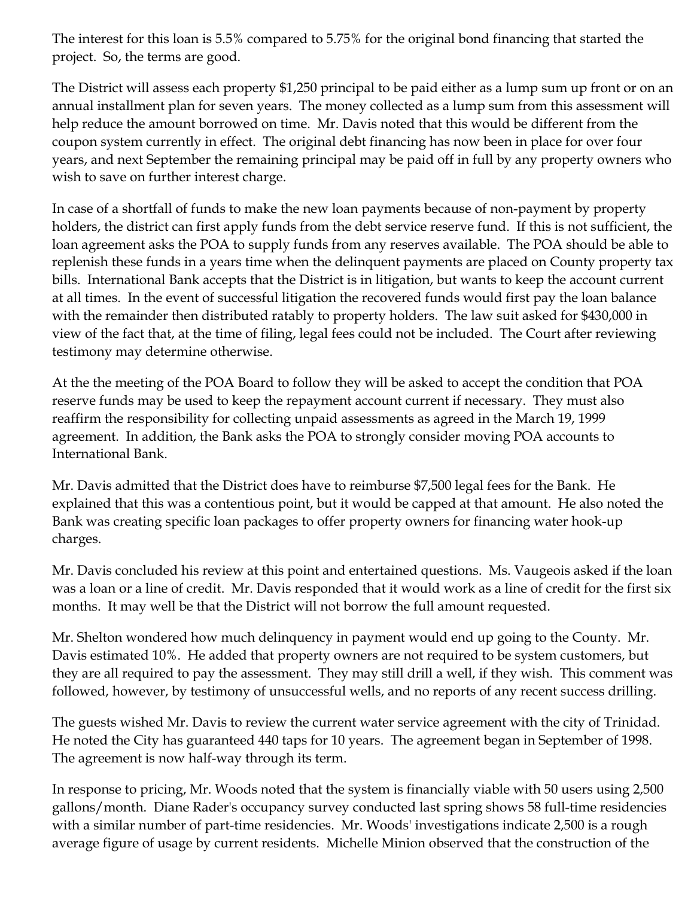The interest for this loan is 5.5% compared to 5.75% for the original bond financing that started the project. So, the terms are good.

The District will assess each property $1,250 principal to be paid either as a lump sum up front or on an annual installment plan for seven years. The money collected as a lump sum from this assessment will help reduce the amount borrowed on time. Mr. Davis noted that this would be different from the coupon system currently in effect. The original debt financing has now been in place for over four years, and next September the remaining principal may be paid off in full by any property owners who wish to save on further interest charge.

In case of a shortfall of funds to make the new loan payments because of non-payment by property holders, the district can first apply funds from the debt service reserve fund. If this is not sufficient, the loan agreement asks the POA to supply funds from any reserves available. The POA should be able to replenish these funds in a years time when the delinquent payments are placed on County property tax bills. International Bank accepts that the District is in litigation, but wants to keep the account current at all times. In the event of successful litigation the recovered funds would first pay the loan balance with the remainder then distributed ratably to property holders. The law suit asked for $430,000 in view of the fact that, at the time of filing, legal fees could not be included. The Court after reviewing testimony may determine otherwise.

At the the meeting of the POA Board to follow they will be asked to accept the condition that POA reserve funds may be used to keep the repayment account current if necessary. They must also reaffirm the responsibility for collecting unpaid assessments as agreed in the March 19, 1999 agreement. In addition, the Bank asks the POA to strongly consider moving POA accounts to International Bank.

Mr. Davis admitted that the District does have to reimburse $7,500 legal fees for the Bank. He explained that this was a contentious point, but it would be capped at that amount. He also noted the Bank was creating specific loan packages to offer property owners for financing water hook-up charges.

Mr. Davis concluded his review at this point and entertained questions. Ms. Vaugeois asked if the loan was a loan or a line of credit. Mr. Davis responded that it would work as a line of credit for the first six months. It may well be that the District will not borrow the full amount requested.

Mr. Shelton wondered how much delinquency in payment would end up going to the County. Mr. Davis estimated 10%. He added that property owners are not required to be system customers, but they are all required to pay the assessment. They may still drill a well, if they wish. This comment was followed, however, by testimony of unsuccessful wells, and no reports of any recent success drilling.

The guests wished Mr. Davis to review the current water service agreement with the city of Trinidad. He noted the City has guaranteed 440 taps for 10 years. The agreement began in September of 1998. The agreement is now half-way through its term.

In response to pricing, Mr. Woods noted that the system is financially viable with 50 users using 2,500 gallons/month. Diane Rader's occupancy survey conducted last spring shows 58 full-time residencies with a similar number of part-time residencies. Mr. Woods' investigations indicate 2,500 is a rough average figure of usage by current residents. Michelle Minion observed that the construction of the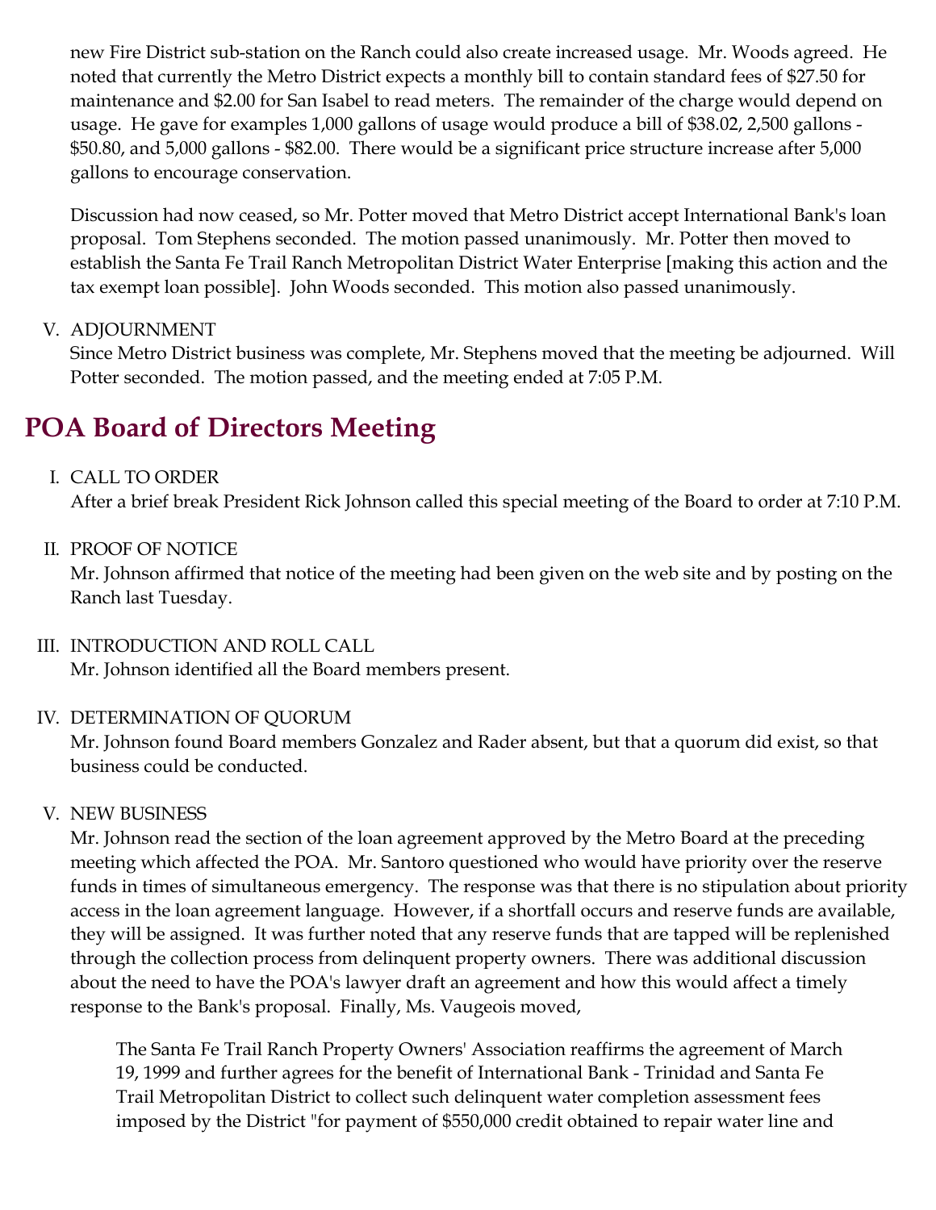new Fire District sub-station on the Ranch could also create increased usage. Mr. Woods agreed. He noted that currently the Metro District expects a monthly bill to contain standard fees of $27.50 for maintenance and $2.00 for San Isabel to read meters. The remainder of the charge would depend on usage. He gave for examples 1,000 gallons of usage would produce a bill of $38.02, 2,500 gallons - $50.80, and 5,000 gallons - $82.00. There would be a significant price structure increase after 5,000 gallons to encourage conservation.

Discussion had now ceased, so Mr. Potter moved that Metro District accept International Bank's loan proposal. Tom Stephens seconded. The motion passed unanimously. Mr. Potter then moved to establish the Santa Fe Trail Ranch Metropolitan District Water Enterprise [making this action and the tax exempt loan possible]. John Woods seconded. This motion also passed unanimously.

V. ADJOURNMENT
Since Metro District business was complete, Mr. Stephens moved that the meeting be adjourned. Will Potter seconded. The motion passed, and the meeting ended at 7:05 P.M.

## POA Board of Directors Meeting

I. CALL TO ORDER
After a brief break President Rick Johnson called this special meeting of the Board to order at 7:10 P.M.

II. PROOF OF NOTICE
Mr. Johnson affirmed that notice of the meeting had been given on the web site and by posting on the Ranch last Tuesday.

III. INTRODUCTION AND ROLL CALL
Mr. Johnson identified all the Board members present.

IV. DETERMINATION OF QUORUM
Mr. Johnson found Board members Gonzalez and Rader absent, but that a quorum did exist, so that business could be conducted.

V. NEW BUSINESS
Mr. Johnson read the section of the loan agreement approved by the Metro Board at the preceding meeting which affected the POA. Mr. Santoro questioned who would have priority over the reserve funds in times of simultaneous emergency. The response was that there is no stipulation about priority access in the loan agreement language. However, if a shortfall occurs and reserve funds are available, they will be assigned. It was further noted that any reserve funds that are tapped will be replenished through the collection process from delinquent property owners. There was additional discussion about the need to have the POA's lawyer draft an agreement and how this would affect a timely response to the Bank's proposal. Finally, Ms. Vaugeois moved,

> The Santa Fe Trail Ranch Property Owners' Association reaffirms the agreement of March 19, 1999 and further agrees for the benefit of International Bank - Trinidad and Santa Fe Trail Metropolitan District to collect such delinquent water completion assessment fees imposed by the District "for payment of $550,000 credit obtained to repair water line and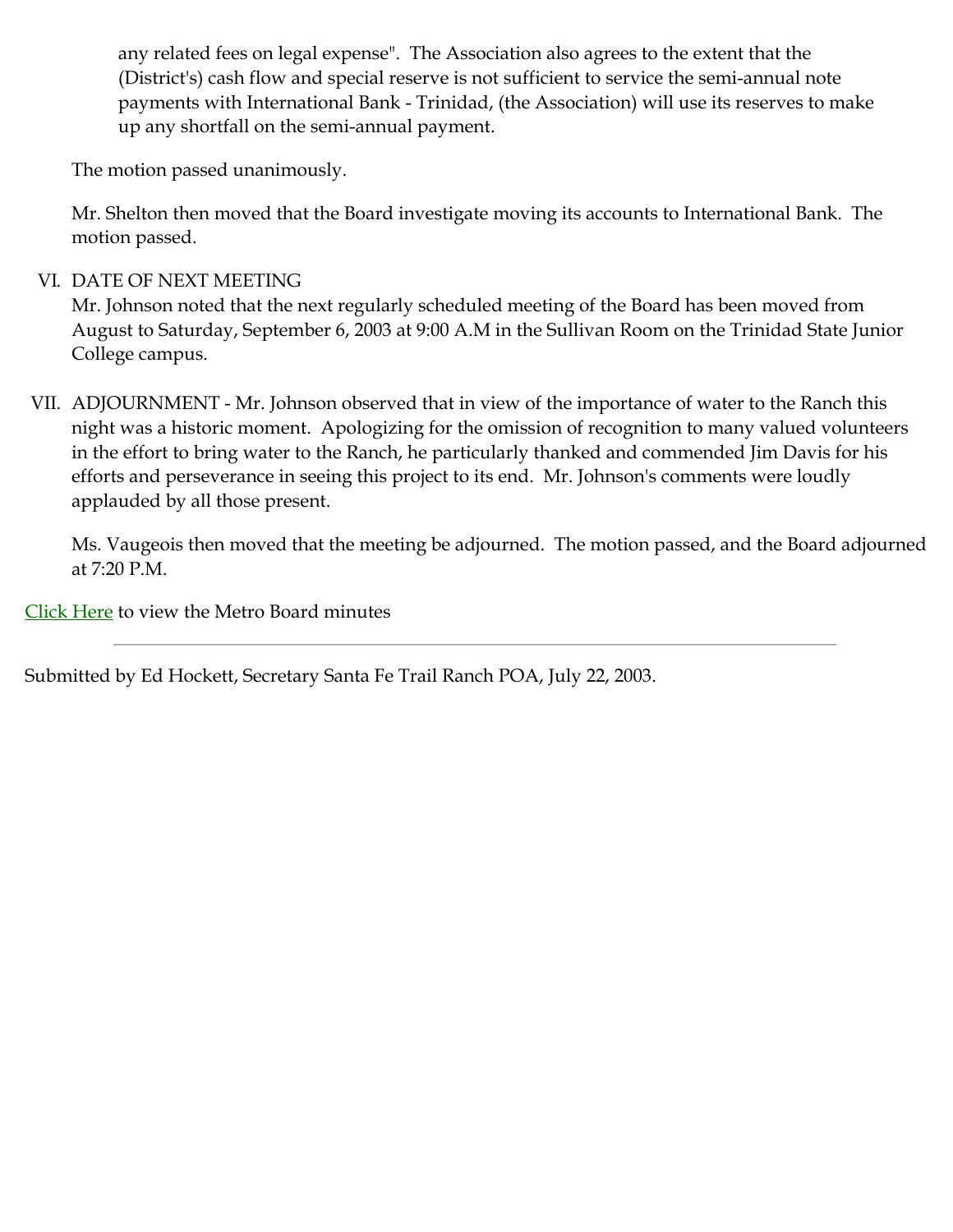any related fees on legal expense". The Association also agrees to the extent that the (District's) cash flow and special reserve is not sufficient to service the semi-annual note payments with International Bank - Trinidad, (the Association) will use its reserves to make up any shortfall on the semi-annual payment.

The motion passed unanimously.

Mr. Shelton then moved that the Board investigate moving its accounts to International Bank. The motion passed.

VI. DATE OF NEXT MEETING
Mr. Johnson noted that the next regularly scheduled meeting of the Board has been moved from August to Saturday, September 6, 2003 at 9:00 A.M in the Sullivan Room on the Trinidad State Junior College campus.

VII. ADJOURNMENT - Mr. Johnson observed that in view of the importance of water to the Ranch this night was a historic moment. Apologizing for the omission of recognition to many valued volunteers in the effort to bring water to the Ranch, he particularly thanked and commended Jim Davis for his efforts and perseverance in seeing this project to its end. Mr. Johnson's comments were loudly applauded by all those present.

Ms. Vaugeois then moved that the meeting be adjourned. The motion passed, and the Board adjourned at 7:20 P.M.

Click Here to view the Metro Board minutes

---

Submitted by Ed Hockett, Secretary Santa Fe Trail Ranch POA, July 22, 2003.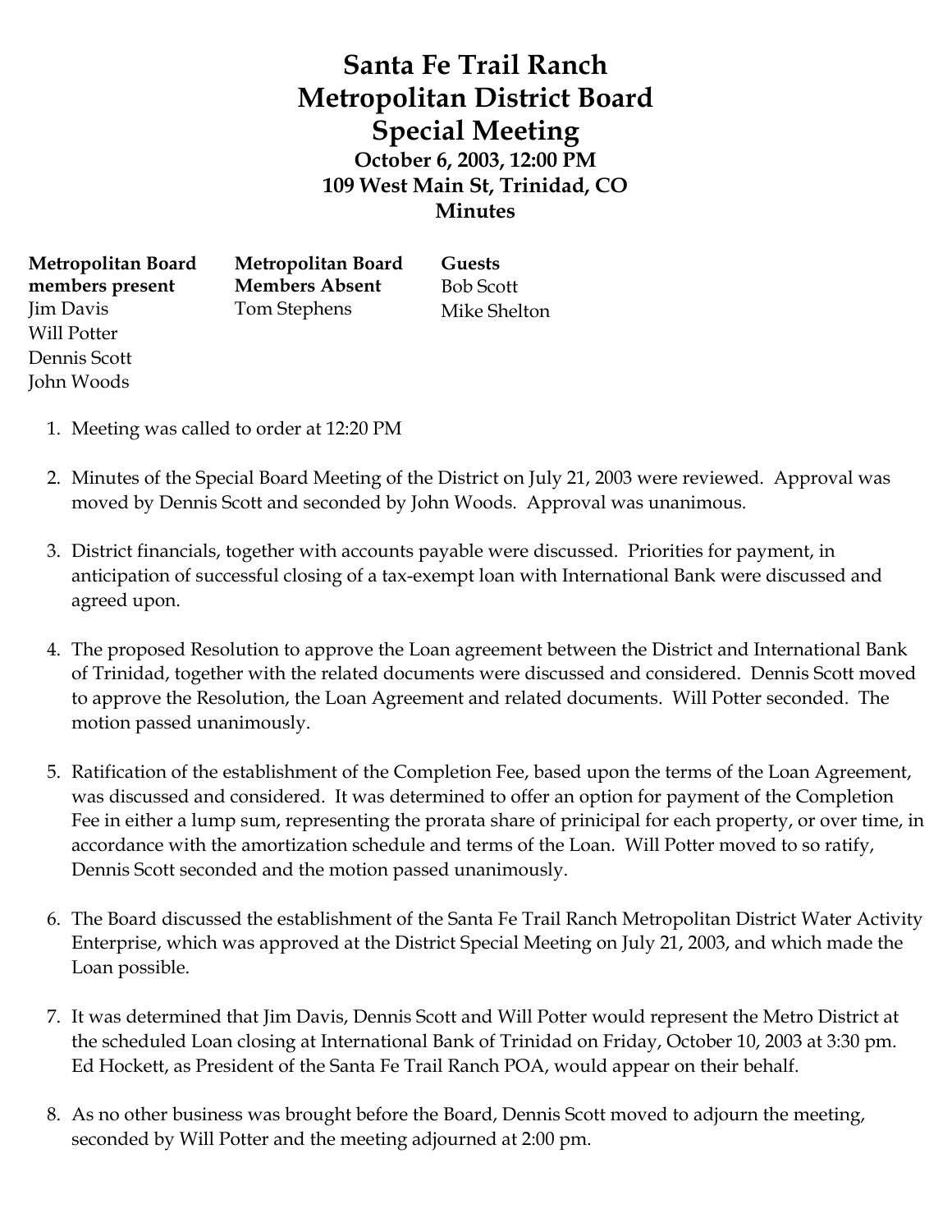# Santa Fe Trail Ranch
# Metropolitan District Board
# Special Meeting

**October 6, 2003, 12:00 PM**
**109 West Main St, Trinidad, CO**
**Minutes**

| Metropolitan Board members present | Metropolitan Board Members Absent | Guests |
|---|---|---|
| Jim Davis | Tom Stephens | Bob Scott |
| Will Potter | | Mike Shelton |
| Dennis Scott | | |
| John Woods | | |

1. Meeting was called to order at 12:20 PM

2. Minutes of the Special Board Meeting of the District on July 21, 2003 were reviewed. Approval was moved by Dennis Scott and seconded by John Woods. Approval was unanimous.

3. District financials, together with accounts payable were discussed. Priorities for payment, in anticipation of successful closing of a tax-exempt loan with International Bank were discussed and agreed upon.

4. The proposed Resolution to approve the Loan agreement between the District and International Bank of Trinidad, together with the related documents were discussed and considered. Dennis Scott moved to approve the Resolution, the Loan Agreement and related documents. Will Potter seconded. The motion passed unanimously.

5. Ratification of the establishment of the Completion Fee, based upon the terms of the Loan Agreement, was discussed and considered. It was determined to offer an option for payment of the Completion Fee in either a lump sum, representing the prorata share of prinicipal for each property, or over time, in accordance with the amortization schedule and terms of the Loan. Will Potter moved to so ratify, Dennis Scott seconded and the motion passed unanimously.

6. The Board discussed the establishment of the Santa Fe Trail Ranch Metropolitan District Water Activity Enterprise, which was approved at the District Special Meeting on July 21, 2003, and which made the Loan possible.

7. It was determined that Jim Davis, Dennis Scott and Will Potter would represent the Metro District at the scheduled Loan closing at International Bank of Trinidad on Friday, October 10, 2003 at 3:30 pm. Ed Hockett, as President of the Santa Fe Trail Ranch POA, would appear on their behalf.

8. As no other business was brought before the Board, Dennis Scott moved to adjourn the meeting, seconded by Will Potter and the meeting adjourned at 2:00 pm.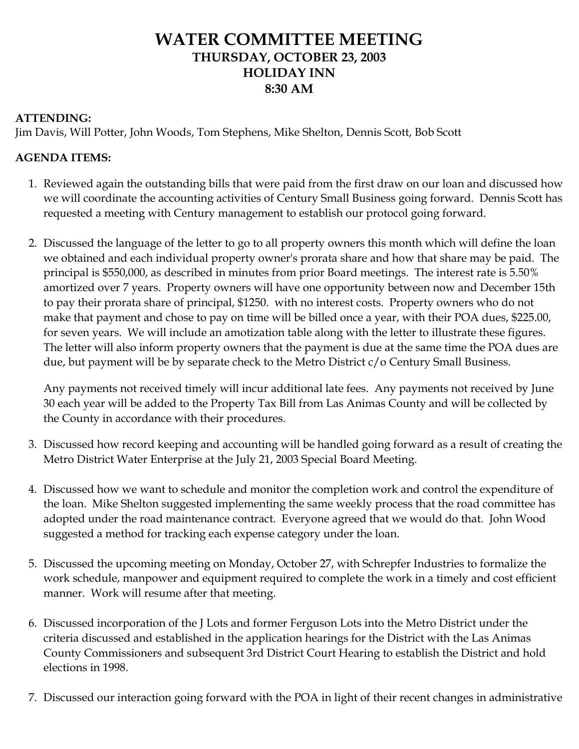# WATER COMMITTEE MEETING
## THURSDAY, OCTOBER 23, 2003
## HOLIDAY INN
## 8:30 AM

**ATTENDING:**
Jim Davis, Will Potter, John Woods, Tom Stephens, Mike Shelton, Dennis Scott, Bob Scott

**AGENDA ITEMS:**

1. Reviewed again the outstanding bills that were paid from the first draw on our loan and discussed how we will coordinate the accounting activities of Century Small Business going forward. Dennis Scott has requested a meeting with Century management to establish our protocol going forward.

2. Discussed the language of the letter to go to all property owners this month which will define the loan we obtained and each individual property owner's prorata share and how that share may be paid. The principal is $550,000, as described in minutes from prior Board meetings. The interest rate is 5.50% amortized over 7 years. Property owners will have one opportunity between now and December 15th to pay their prorata share of principal, $1250. with no interest costs. Property owners who do not make that payment and chose to pay on time will be billed once a year, with their POA dues, $225.00, for seven years. We will include an amotization table along with the letter to illustrate these figures. The letter will also inform property owners that the payment is due at the same time the POA dues are due, but payment will be by separate check to the Metro District c/o Century Small Business.

   Any payments not received timely will incur additional late fees. Any payments not received by June 30 each year will be added to the Property Tax Bill from Las Animas County and will be collected by the County in accordance with their procedures.

3. Discussed how record keeping and accounting will be handled going forward as a result of creating the Metro District Water Enterprise at the July 21, 2003 Special Board Meeting.

4. Discussed how we want to schedule and monitor the completion work and control the expenditure of the loan. Mike Shelton suggested implementing the same weekly process that the road committee has adopted under the road maintenance contract. Everyone agreed that we would do that. John Wood suggested a method for tracking each expense category under the loan.

5. Discussed the upcoming meeting on Monday, October 27, with Schrepfer Industries to formalize the work schedule, manpower and equipment required to complete the work in a timely and cost efficient manner. Work will resume after that meeting.

6. Discussed incorporation of the J Lots and former Ferguson Lots into the Metro District under the criteria discussed and established in the application hearings for the District with the Las Animas County Commissioners and subsequent 3rd District Court Hearing to establish the District and hold elections in 1998.

7. Discussed our interaction going forward with the POA in light of their recent changes in administrative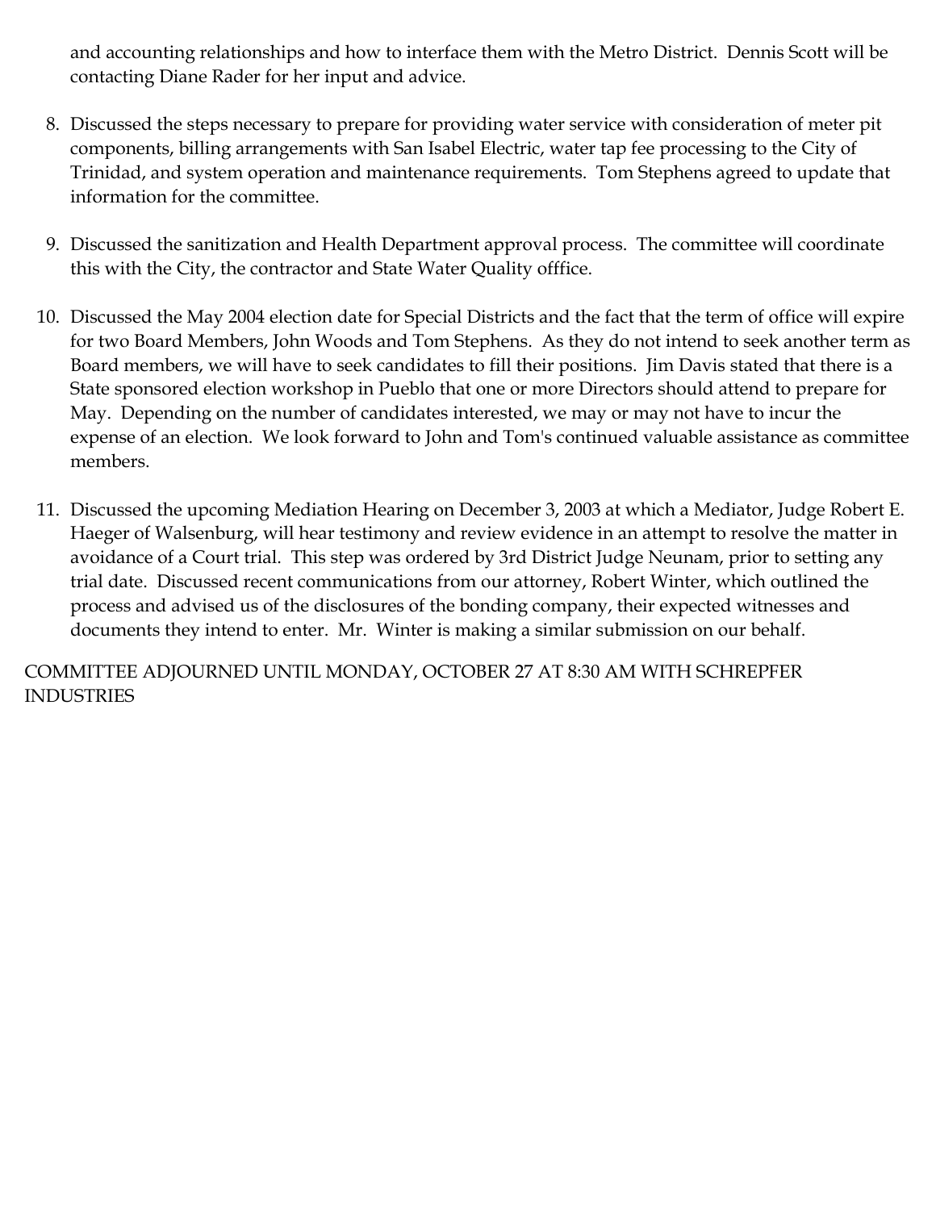and accounting relationships and how to interface them with the Metro District. Dennis Scott will be contacting Diane Rader for her input and advice.

8. Discussed the steps necessary to prepare for providing water service with consideration of meter pit components, billing arrangements with San Isabel Electric, water tap fee processing to the City of Trinidad, and system operation and maintenance requirements. Tom Stephens agreed to update that information for the committee.

9. Discussed the sanitization and Health Department approval process. The committee will coordinate this with the City, the contractor and State Water Quality offfice.

10. Discussed the May 2004 election date for Special Districts and the fact that the term of office will expire for two Board Members, John Woods and Tom Stephens. As they do not intend to seek another term as Board members, we will have to seek candidates to fill their positions. Jim Davis stated that there is a State sponsored election workshop in Pueblo that one or more Directors should attend to prepare for May. Depending on the number of candidates interested, we may or may not have to incur the expense of an election. We look forward to John and Tom's continued valuable assistance as committee members.

11. Discussed the upcoming Mediation Hearing on December 3, 2003 at which a Mediator, Judge Robert E. Haeger of Walsenburg, will hear testimony and review evidence in an attempt to resolve the matter in avoidance of a Court trial. This step was ordered by 3rd District Judge Neunam, prior to setting any trial date. Discussed recent communications from our attorney, Robert Winter, which outlined the process and advised us of the disclosures of the bonding company, their expected witnesses and documents they intend to enter. Mr. Winter is making a similar submission on our behalf.

COMMITTEE ADJOURNED UNTIL MONDAY, OCTOBER 27 AT 8:30 AM WITH SCHREPFER INDUSTRIES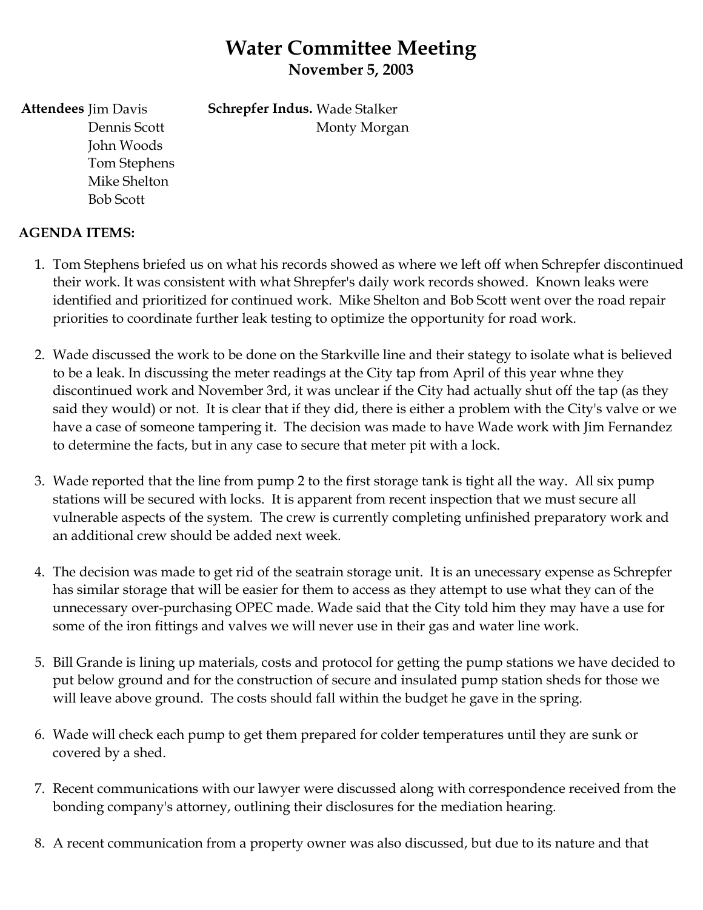# Water Committee Meeting

**November 5, 2003**

**Attendees** Jim Davis
Dennis Scott
John Woods
Tom Stephens
Mike Shelton
Bob Scott

**Schrepfer Indus.** Wade Stalker
Monty Morgan

**AGENDA ITEMS:**

1. Tom Stephens briefed us on what his records showed as where we left off when Schrepfer discontinued their work. It was consistent with what Shrepfer's daily work records showed. Known leaks were identified and prioritized for continued work. Mike Shelton and Bob Scott went over the road repair priorities to coordinate further leak testing to optimize the opportunity for road work.

2. Wade discussed the work to be done on the Starkville line and their stategy to isolate what is believed to be a leak. In discussing the meter readings at the City tap from April of this year whne they discontinued work and November 3rd, it was unclear if the City had actually shut off the tap (as they said they would) or not. It is clear that if they did, there is either a problem with the City's valve or we have a case of someone tampering it. The decision was made to have Wade work with Jim Fernandez to determine the facts, but in any case to secure that meter pit with a lock.

3. Wade reported that the line from pump 2 to the first storage tank is tight all the way. All six pump stations will be secured with locks. It is apparent from recent inspection that we must secure all vulnerable aspects of the system. The crew is currently completing unfinished preparatory work and an additional crew should be added next week.

4. The decision was made to get rid of the seatrain storage unit. It is an unecessary expense as Schrepfer has similar storage that will be easier for them to access as they attempt to use what they can of the unnecessary over-purchasing OPEC made. Wade said that the City told him they may have a use for some of the iron fittings and valves we will never use in their gas and water line work.

5. Bill Grande is lining up materials, costs and protocol for getting the pump stations we have decided to put below ground and for the construction of secure and insulated pump station sheds for those we will leave above ground. The costs should fall within the budget he gave in the spring.

6. Wade will check each pump to get them prepared for colder temperatures until they are sunk or covered by a shed.

7. Recent communications with our lawyer were discussed along with correspondence received from the bonding company's attorney, outlining their disclosures for the mediation hearing.

8. A recent communication from a property owner was also discussed, but due to its nature and that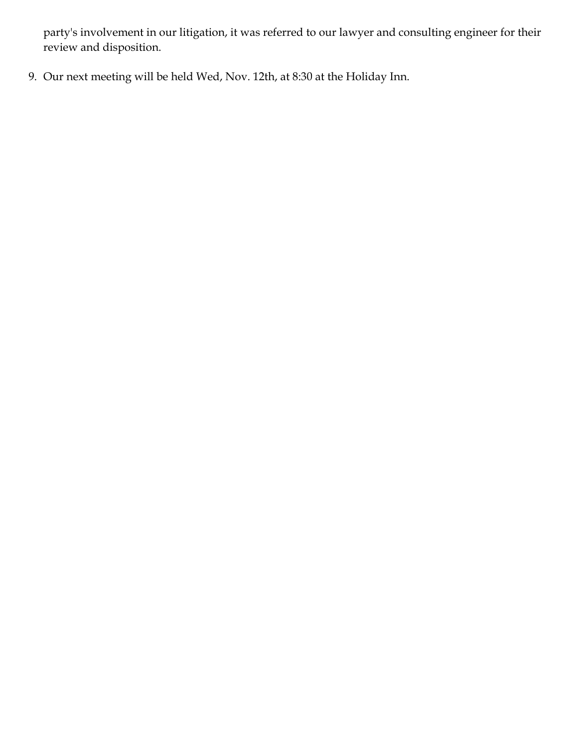party's involvement in our litigation, it was referred to our lawyer and consulting engineer for their review and disposition.

9. Our next meeting will be held Wed, Nov. 12th, at 8:30 at the Holiday Inn.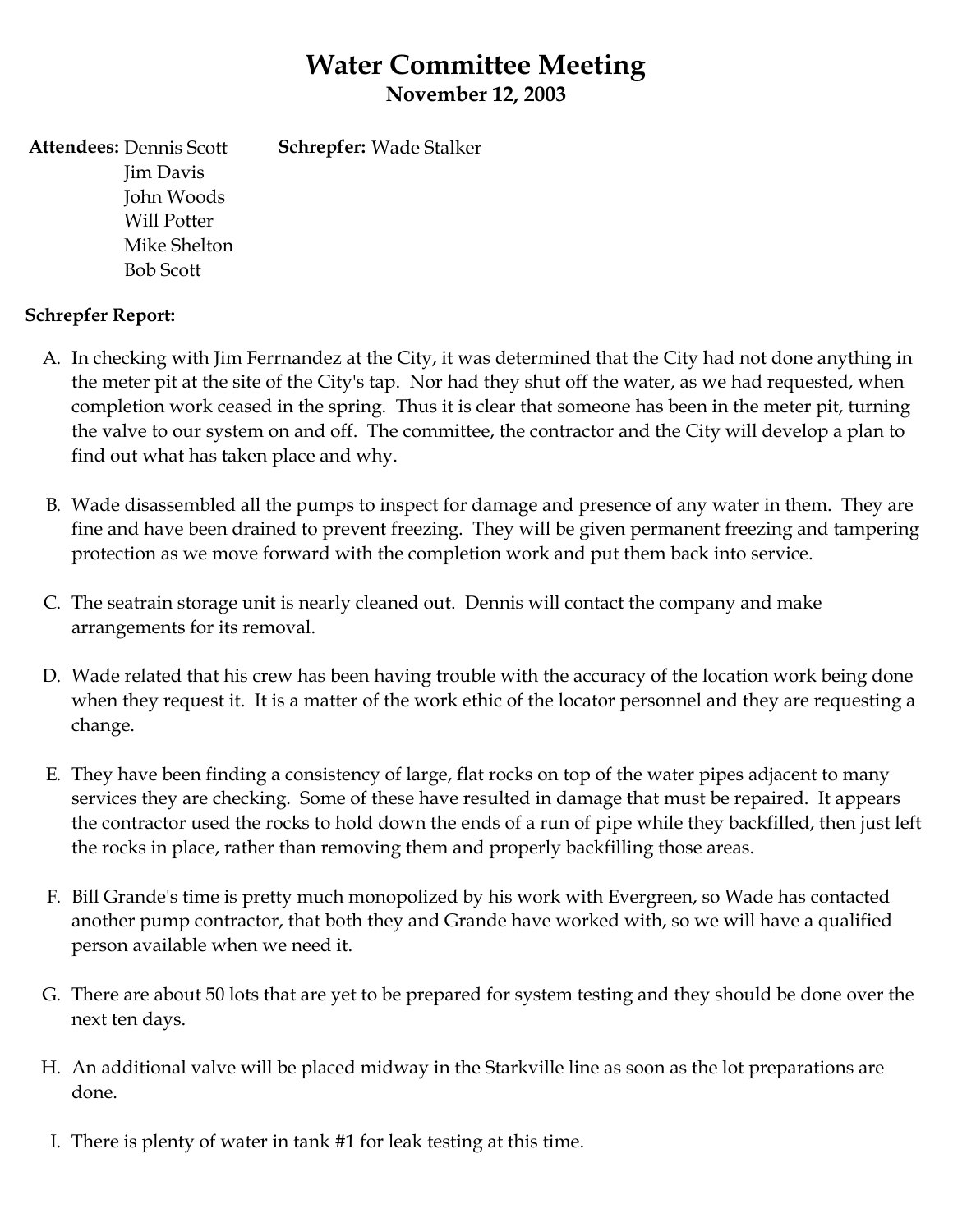# Water Committee Meeting

## November 12, 2003

**Attendees:** Dennis Scott
Jim Davis
John Woods
Will Potter
Mike Shelton
Bob Scott

**Schrepfer:** Wade Stalker

**Schrepfer Report:**

A. In checking with Jim Ferrnandez at the City, it was determined that the City had not done anything in the meter pit at the site of the City's tap. Nor had they shut off the water, as we had requested, when completion work ceased in the spring. Thus it is clear that someone has been in the meter pit, turning the valve to our system on and off. The committee, the contractor and the City will develop a plan to find out what has taken place and why.

B. Wade disassembled all the pumps to inspect for damage and presence of any water in them. They are fine and have been drained to prevent freezing. They will be given permanent freezing and tampering protection as we move forward with the completion work and put them back into service.

C. The seatrain storage unit is nearly cleaned out. Dennis will contact the company and make arrangements for its removal.

D. Wade related that his crew has been having trouble with the accuracy of the location work being done when they request it. It is a matter of the work ethic of the locator personnel and they are requesting a change.

E. They have been finding a consistency of large, flat rocks on top of the water pipes adjacent to many services they are checking. Some of these have resulted in damage that must be repaired. It appears the contractor used the rocks to hold down the ends of a run of pipe while they backfilled, then just left the rocks in place, rather than removing them and properly backfilling those areas.

F. Bill Grande's time is pretty much monopolized by his work with Evergreen, so Wade has contacted another pump contractor, that both they and Grande have worked with, so we will have a qualified person available when we need it.

G. There are about 50 lots that are yet to be prepared for system testing and they should be done over the next ten days.

H. An additional valve will be placed midway in the Starkville line as soon as the lot preparations are done.

I. There is plenty of water in tank #1 for leak testing at this time.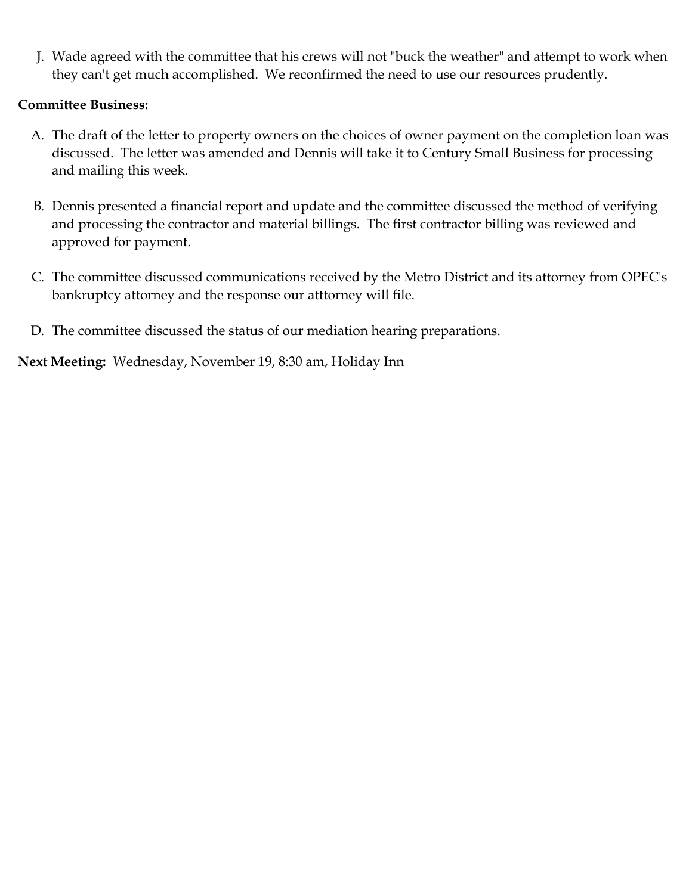J. Wade agreed with the committee that his crews will not "buck the weather" and attempt to work when they can't get much accomplished. We reconfirmed the need to use our resources prudently.

**Committee Business:**

A. The draft of the letter to property owners on the choices of owner payment on the completion loan was discussed. The letter was amended and Dennis will take it to Century Small Business for processing and mailing this week.

B. Dennis presented a financial report and update and the committee discussed the method of verifying and processing the contractor and material billings. The first contractor billing was reviewed and approved for payment.

C. The committee discussed communications received by the Metro District and its attorney from OPEC's bankruptcy attorney and the response our atttorney will file.

D. The committee discussed the status of our mediation hearing preparations.

**Next Meeting:** Wednesday, November 19, 8:30 am, Holiday Inn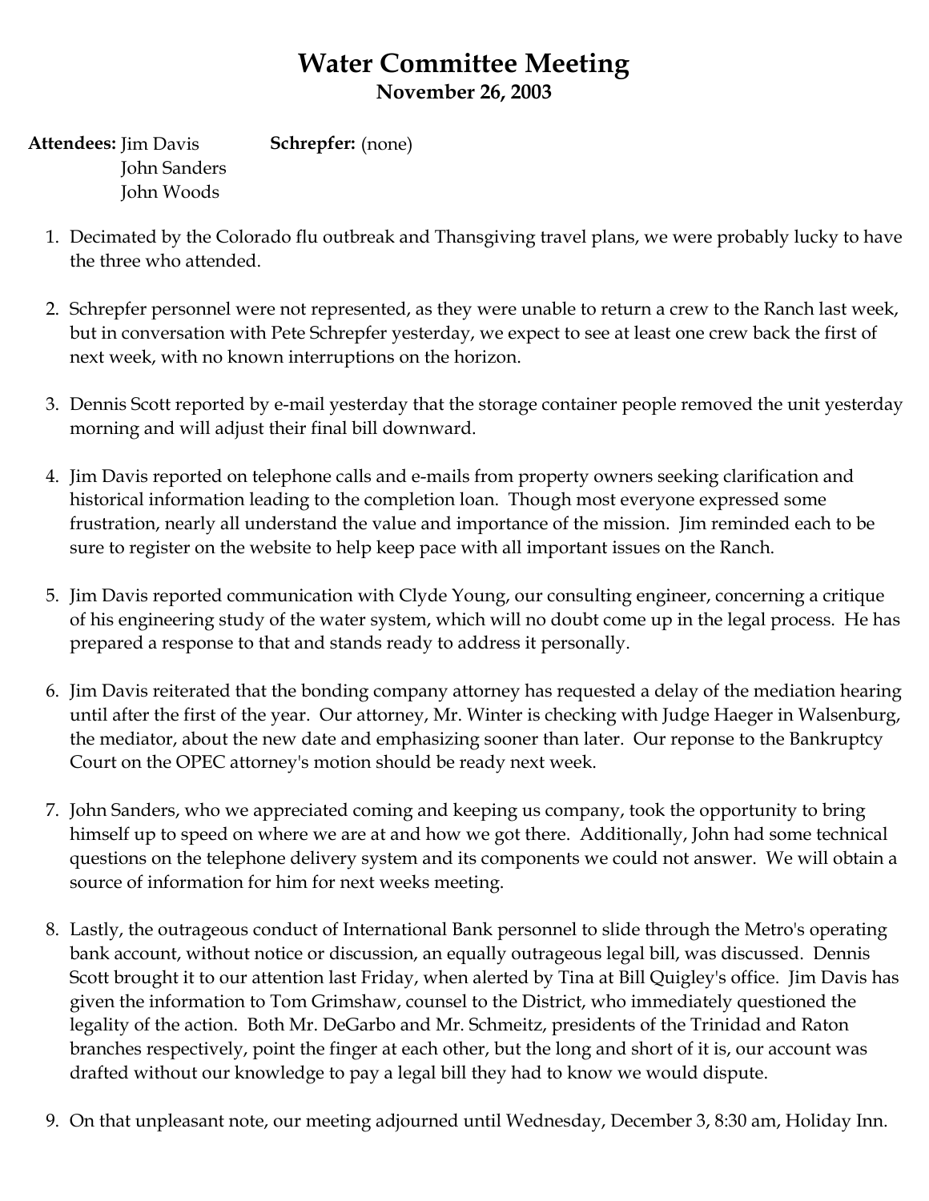# Water Committee Meeting

**November 26, 2003**

**Attendees:** Jim Davis
John Sanders
John Woods

**Schrepfer:** (none)

1. Decimated by the Colorado flu outbreak and Thansgiving travel plans, we were probably lucky to have the three who attended.

2. Schrepfer personnel were not represented, as they were unable to return a crew to the Ranch last week, but in conversation with Pete Schrepfer yesterday, we expect to see at least one crew back the first of next week, with no known interruptions on the horizon.

3. Dennis Scott reported by e-mail yesterday that the storage container people removed the unit yesterday morning and will adjust their final bill downward.

4. Jim Davis reported on telephone calls and e-mails from property owners seeking clarification and historical information leading to the completion loan. Though most everyone expressed some frustration, nearly all understand the value and importance of the mission. Jim reminded each to be sure to register on the website to help keep pace with all important issues on the Ranch.

5. Jim Davis reported communication with Clyde Young, our consulting engineer, concerning a critique of his engineering study of the water system, which will no doubt come up in the legal process. He has prepared a response to that and stands ready to address it personally.

6. Jim Davis reiterated that the bonding company attorney has requested a delay of the mediation hearing until after the first of the year. Our attorney, Mr. Winter is checking with Judge Haeger in Walsenburg, the mediator, about the new date and emphasizing sooner than later. Our reponse to the Bankruptcy Court on the OPEC attorney's motion should be ready next week.

7. John Sanders, who we appreciated coming and keeping us company, took the opportunity to bring himself up to speed on where we are at and how we got there. Additionally, John had some technical questions on the telephone delivery system and its components we could not answer. We will obtain a source of information for him for next weeks meeting.

8. Lastly, the outrageous conduct of International Bank personnel to slide through the Metro's operating bank account, without notice or discussion, an equally outrageous legal bill, was discussed. Dennis Scott brought it to our attention last Friday, when alerted by Tina at Bill Quigley's office. Jim Davis has given the information to Tom Grimshaw, counsel to the District, who immediately questioned the legality of the action. Both Mr. DeGarbo and Mr. Schmeitz, presidents of the Trinidad and Raton branches respectively, point the finger at each other, but the long and short of it is, our account was drafted without our knowledge to pay a legal bill they had to know we would dispute.

9. On that unpleasant note, our meeting adjourned until Wednesday, December 3, 8:30 am, Holiday Inn.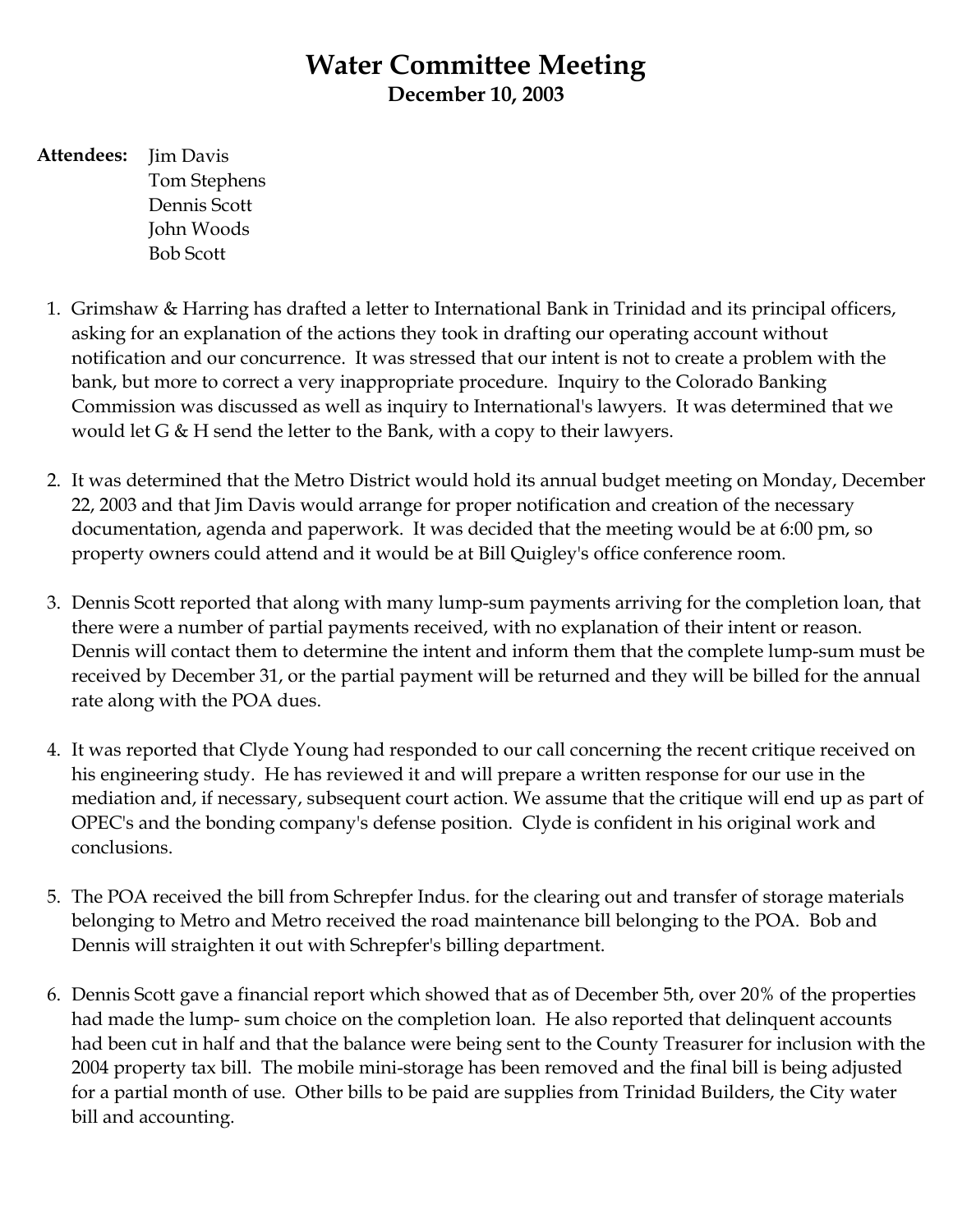# Water Committee Meeting

**December 10, 2003**

**Attendees:** Jim Davis
Tom Stephens
Dennis Scott
John Woods
Bob Scott

1. Grimshaw & Harring has drafted a letter to International Bank in Trinidad and its principal officers, asking for an explanation of the actions they took in drafting our operating account without notification and our concurrence. It was stressed that our intent is not to create a problem with the bank, but more to correct a very inappropriate procedure. Inquiry to the Colorado Banking Commission was discussed as well as inquiry to International's lawyers. It was determined that we would let G & H send the letter to the Bank, with a copy to their lawyers.

2. It was determined that the Metro District would hold its annual budget meeting on Monday, December 22, 2003 and that Jim Davis would arrange for proper notification and creation of the necessary documentation, agenda and paperwork. It was decided that the meeting would be at 6:00 pm, so property owners could attend and it would be at Bill Quigley's office conference room.

3. Dennis Scott reported that along with many lump-sum payments arriving for the completion loan, that there were a number of partial payments received, with no explanation of their intent or reason. Dennis will contact them to determine the intent and inform them that the complete lump-sum must be received by December 31, or the partial payment will be returned and they will be billed for the annual rate along with the POA dues.

4. It was reported that Clyde Young had responded to our call concerning the recent critique received on his engineering study. He has reviewed it and will prepare a written response for our use in the mediation and, if necessary, subsequent court action. We assume that the critique will end up as part of OPEC's and the bonding company's defense position. Clyde is confident in his original work and conclusions.

5. The POA received the bill from Schrepfer Indus. for the clearing out and transfer of storage materials belonging to Metro and Metro received the road maintenance bill belonging to the POA. Bob and Dennis will straighten it out with Schrepfer's billing department.

6. Dennis Scott gave a financial report which showed that as of December 5th, over 20% of the properties had made the lump- sum choice on the completion loan. He also reported that delinquent accounts had been cut in half and that the balance were being sent to the County Treasurer for inclusion with the 2004 property tax bill. The mobile mini-storage has been removed and the final bill is being adjusted for a partial month of use. Other bills to be paid are supplies from Trinidad Builders, the City water bill and accounting.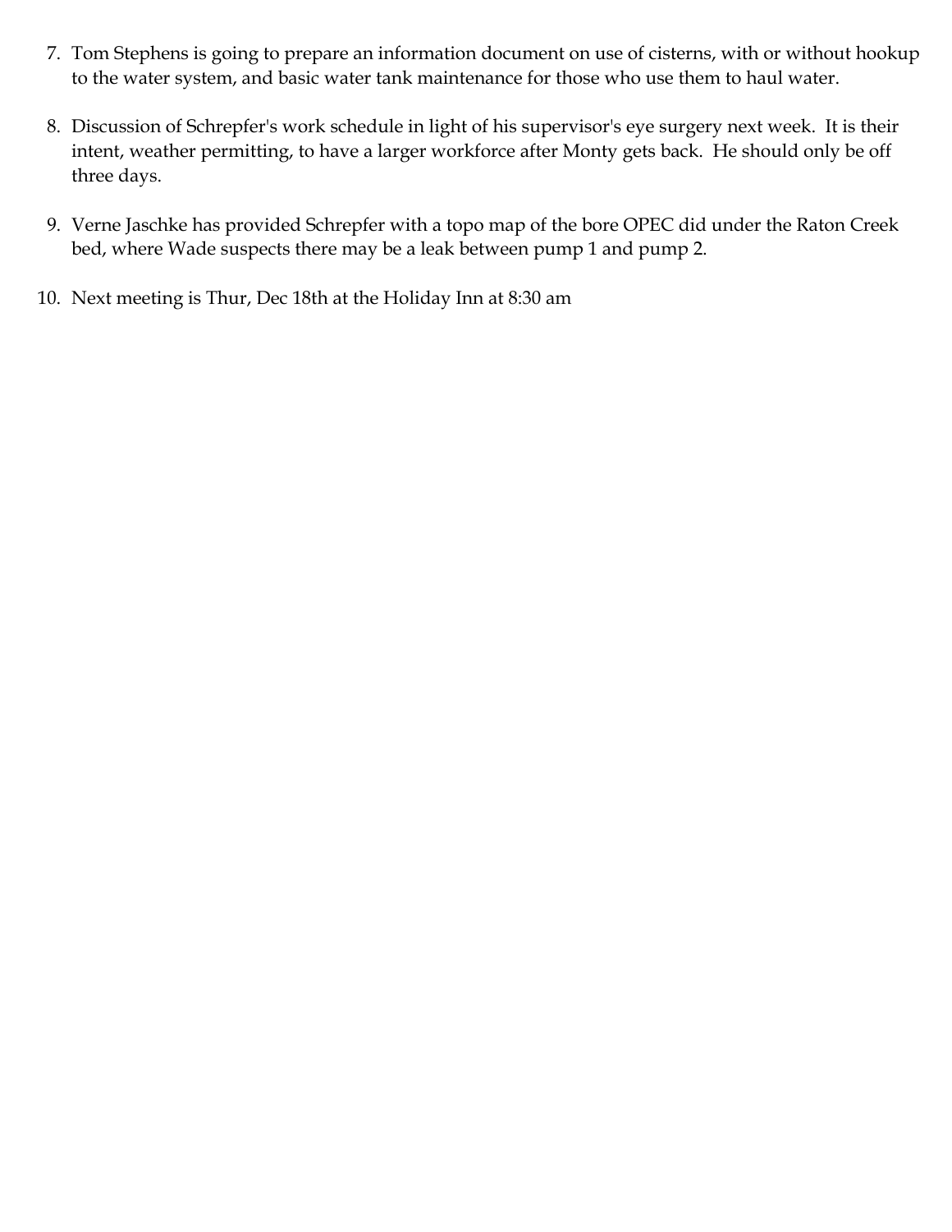7. Tom Stephens is going to prepare an information document on use of cisterns, with or without hookup to the water system, and basic water tank maintenance for those who use them to haul water.

8. Discussion of Schrepfer's work schedule in light of his supervisor's eye surgery next week. It is their intent, weather permitting, to have a larger workforce after Monty gets back. He should only be off three days.

9. Verne Jaschke has provided Schrepfer with a topo map of the bore OPEC did under the Raton Creek bed, where Wade suspects there may be a leak between pump 1 and pump 2.

10. Next meeting is Thur, Dec 18th at the Holiday Inn at 8:30 am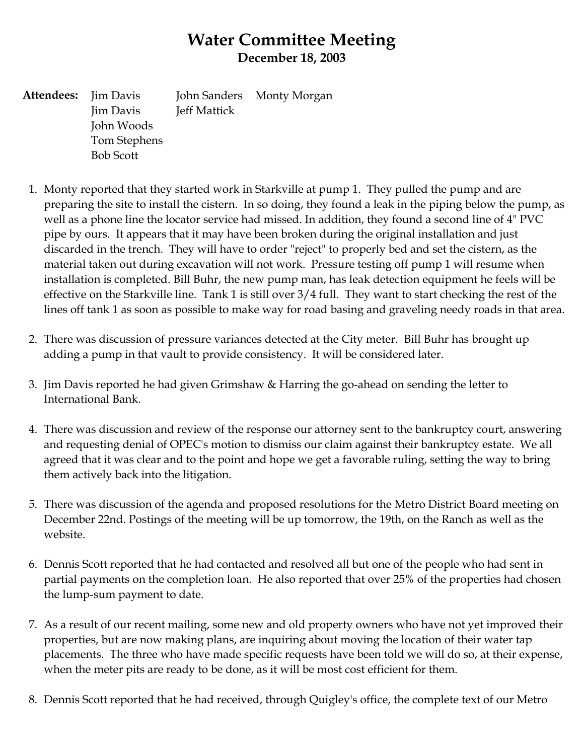# Water Committee Meeting

**December 18, 2003**

**Attendees:** Jim Davis, Jim Davis, John Woods, Tom Stephens, Bob Scott, John Sanders, Jeff Mattick, Monty Morgan

1. Monty reported that they started work in Starkville at pump 1. They pulled the pump and are preparing the site to install the cistern. In so doing, they found a leak in the piping below the pump, as well as a phone line the locator service had missed. In addition, they found a second line of 4" PVC pipe by ours. It appears that it may have been broken during the original installation and just discarded in the trench. They will have to order "reject" to properly bed and set the cistern, as the material taken out during excavation will not work. Pressure testing off pump 1 will resume when installation is completed. Bill Buhr, the new pump man, has leak detection equipment he feels will be effective on the Starkville line. Tank 1 is still over 3/4 full. They want to start checking the rest of the lines off tank 1 as soon as possible to make way for road basing and graveling needy roads in that area.

2. There was discussion of pressure variances detected at the City meter. Bill Buhr has brought up adding a pump in that vault to provide consistency. It will be considered later.

3. Jim Davis reported he had given Grimshaw & Harring the go-ahead on sending the letter to International Bank.

4. There was discussion and review of the response our attorney sent to the bankruptcy court, answering and requesting denial of OPEC's motion to dismiss our claim against their bankruptcy estate. We all agreed that it was clear and to the point and hope we get a favorable ruling, setting the way to bring them actively back into the litigation.

5. There was discussion of the agenda and proposed resolutions for the Metro District Board meeting on December 22nd. Postings of the meeting will be up tomorrow, the 19th, on the Ranch as well as the website.

6. Dennis Scott reported that he had contacted and resolved all but one of the people who had sent in partial payments on the completion loan. He also reported that over 25% of the properties had chosen the lump-sum payment to date.

7. As a result of our recent mailing, some new and old property owners who have not yet improved their properties, but are now making plans, are inquiring about moving the location of their water tap placements. The three who have made specific requests have been told we will do so, at their expense, when the meter pits are ready to be done, as it will be most cost efficient for them.

8. Dennis Scott reported that he had received, through Quigley's office, the complete text of our Metro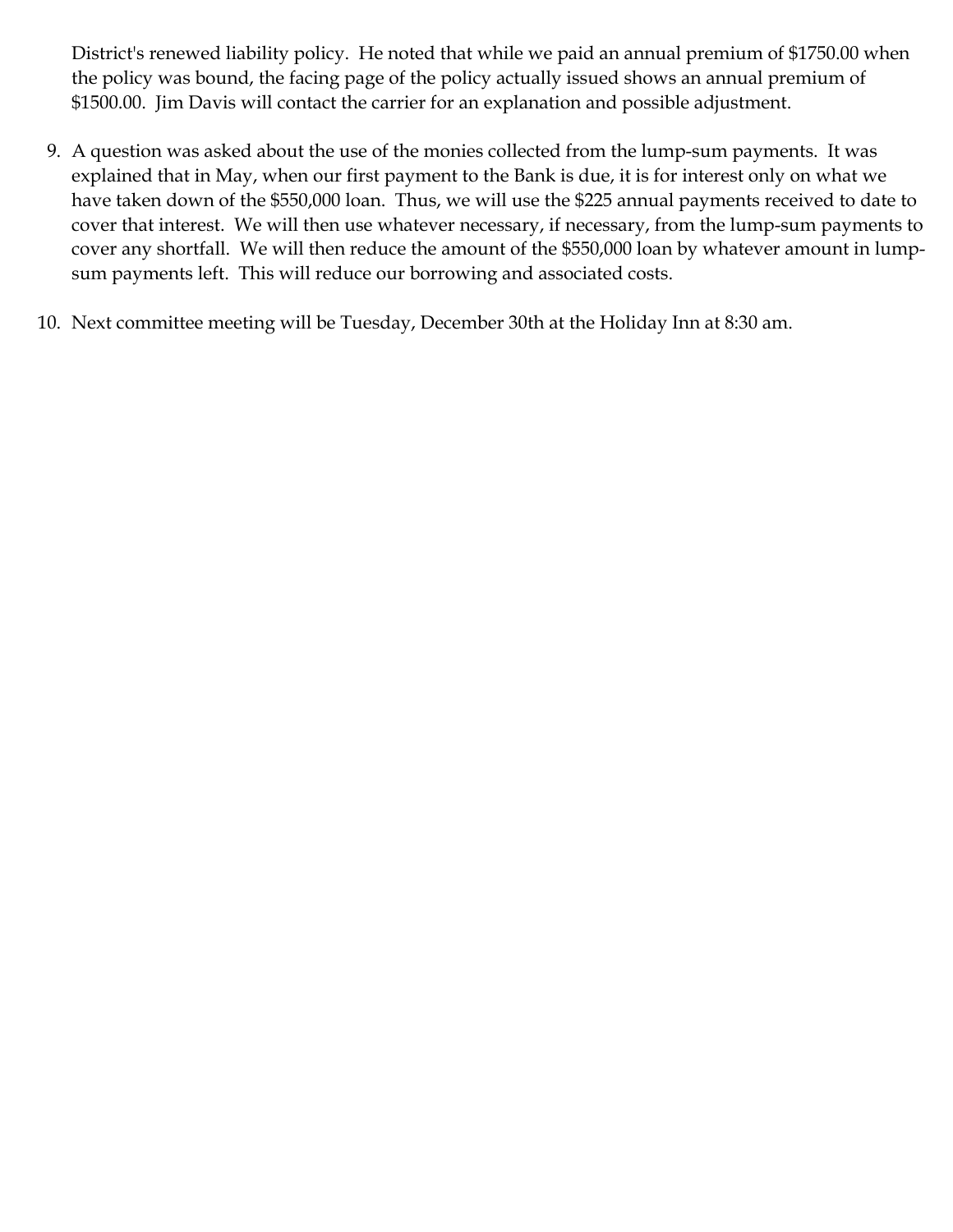District's renewed liability policy. He noted that while we paid an annual premium of $1750.00 when the policy was bound, the facing page of the policy actually issued shows an annual premium of $1500.00. Jim Davis will contact the carrier for an explanation and possible adjustment.

9. A question was asked about the use of the monies collected from the lump-sum payments. It was explained that in May, when our first payment to the Bank is due, it is for interest only on what we have taken down of the $550,000 loan. Thus, we will use the $225 annual payments received to date to cover that interest. We will then use whatever necessary, if necessary, from the lump-sum payments to cover any shortfall. We will then reduce the amount of the $550,000 loan by whatever amount in lump-sum payments left. This will reduce our borrowing and associated costs.

10. Next committee meeting will be Tuesday, December 30th at the Holiday Inn at 8:30 am.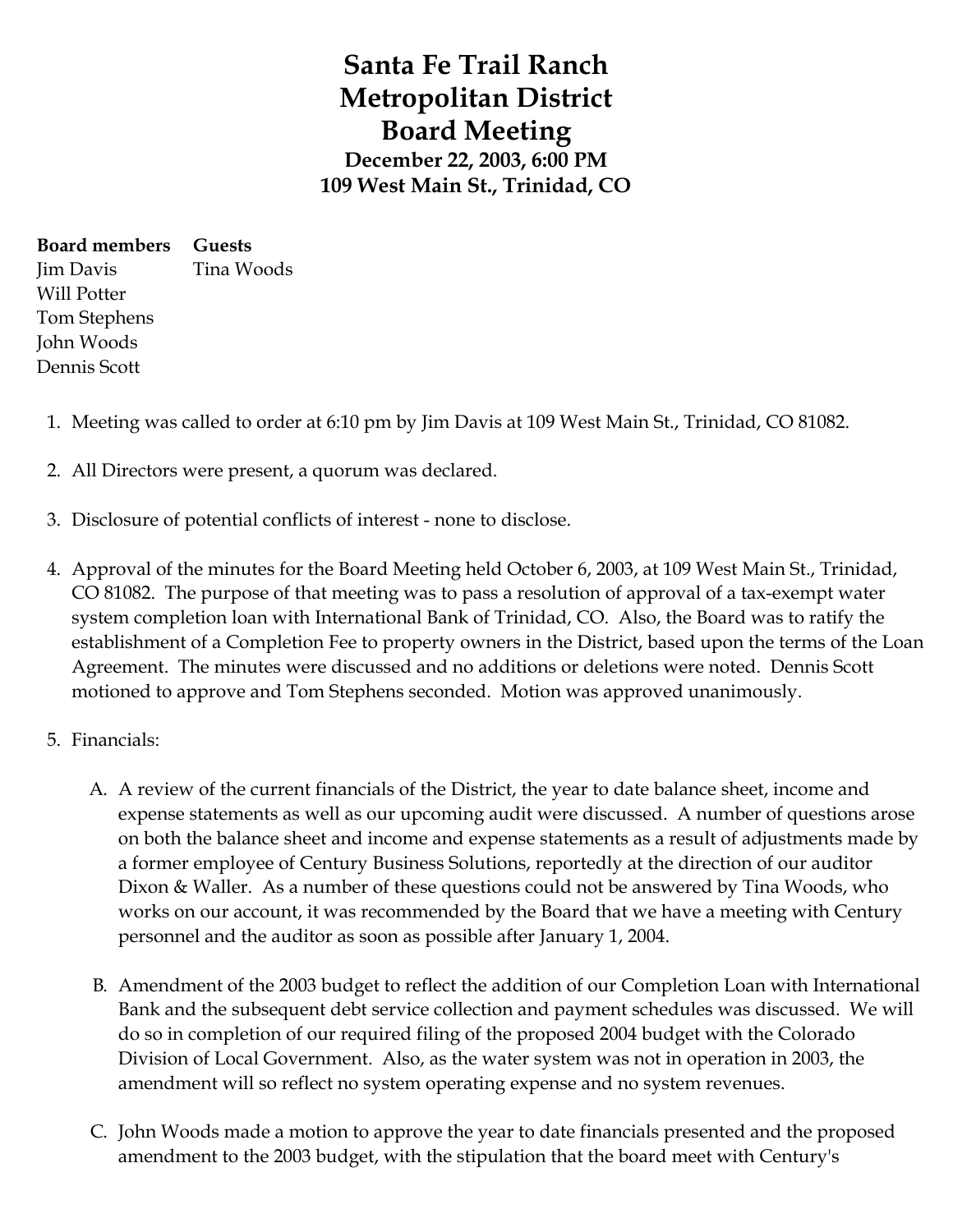# Santa Fe Trail Ranch Metropolitan District Board Meeting

**December 22, 2003, 6:00 PM**
**109 West Main St., Trinidad, CO**

| **Board members** | **Guests** |
|---|---|
| Jim Davis | Tina Woods |
| Will Potter | |
| Tom Stephens | |
| John Woods | |
| Dennis Scott | |

1. Meeting was called to order at 6:10 pm by Jim Davis at 109 West Main St., Trinidad, CO 81082.

2. All Directors were present, a quorum was declared.

3. Disclosure of potential conflicts of interest - none to disclose.

4. Approval of the minutes for the Board Meeting held October 6, 2003, at 109 West Main St., Trinidad, CO 81082. The purpose of that meeting was to pass a resolution of approval of a tax-exempt water system completion loan with International Bank of Trinidad, CO. Also, the Board was to ratify the establishment of a Completion Fee to property owners in the District, based upon the terms of the Loan Agreement. The minutes were discussed and no additions or deletions were noted. Dennis Scott motioned to approve and Tom Stephens seconded. Motion was approved unanimously.

5. Financials:

   A. A review of the current financials of the District, the year to date balance sheet, income and expense statements as well as our upcoming audit were discussed. A number of questions arose on both the balance sheet and income and expense statements as a result of adjustments made by a former employee of Century Business Solutions, reportedly at the direction of our auditor Dixon & Waller. As a number of these questions could not be answered by Tina Woods, who works on our account, it was recommended by the Board that we have a meeting with Century personnel and the auditor as soon as possible after January 1, 2004.

   B. Amendment of the 2003 budget to reflect the addition of our Completion Loan with International Bank and the subsequent debt service collection and payment schedules was discussed. We will do so in completion of our required filing of the proposed 2004 budget with the Colorado Division of Local Government. Also, as the water system was not in operation in 2003, the amendment will so reflect no system operating expense and no system revenues.

   C. John Woods made a motion to approve the year to date financials presented and the proposed amendment to the 2003 budget, with the stipulation that the board meet with Century's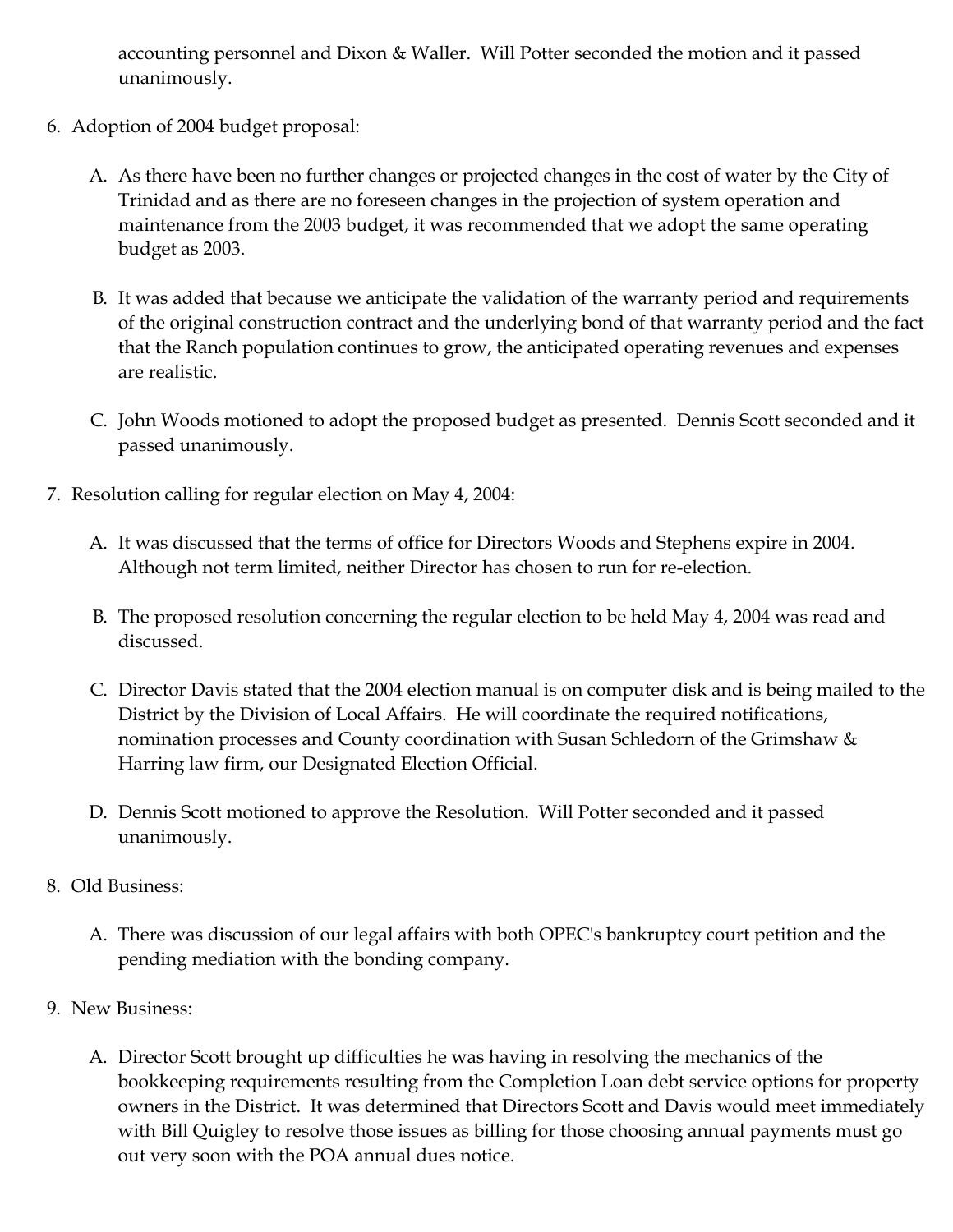accounting personnel and Dixon & Waller. Will Potter seconded the motion and it passed unanimously.

6. Adoption of 2004 budget proposal:

   A. As there have been no further changes or projected changes in the cost of water by the City of Trinidad and as there are no foreseen changes in the projection of system operation and maintenance from the 2003 budget, it was recommended that we adopt the same operating budget as 2003.

   B. It was added that because we anticipate the validation of the warranty period and requirements of the original construction contract and the underlying bond of that warranty period and the fact that the Ranch population continues to grow, the anticipated operating revenues and expenses are realistic.

   C. John Woods motioned to adopt the proposed budget as presented. Dennis Scott seconded and it passed unanimously.

7. Resolution calling for regular election on May 4, 2004:

   A. It was discussed that the terms of office for Directors Woods and Stephens expire in 2004. Although not term limited, neither Director has chosen to run for re-election.

   B. The proposed resolution concerning the regular election to be held May 4, 2004 was read and discussed.

   C. Director Davis stated that the 2004 election manual is on computer disk and is being mailed to the District by the Division of Local Affairs. He will coordinate the required notifications, nomination processes and County coordination with Susan Schledorn of the Grimshaw & Harring law firm, our Designated Election Official.

   D. Dennis Scott motioned to approve the Resolution. Will Potter seconded and it passed unanimously.

8. Old Business:

   A. There was discussion of our legal affairs with both OPEC's bankruptcy court petition and the pending mediation with the bonding company.

9. New Business:

   A. Director Scott brought up difficulties he was having in resolving the mechanics of the bookkeeping requirements resulting from the Completion Loan debt service options for property owners in the District. It was determined that Directors Scott and Davis would meet immediately with Bill Quigley to resolve those issues as billing for those choosing annual payments must go out very soon with the POA annual dues notice.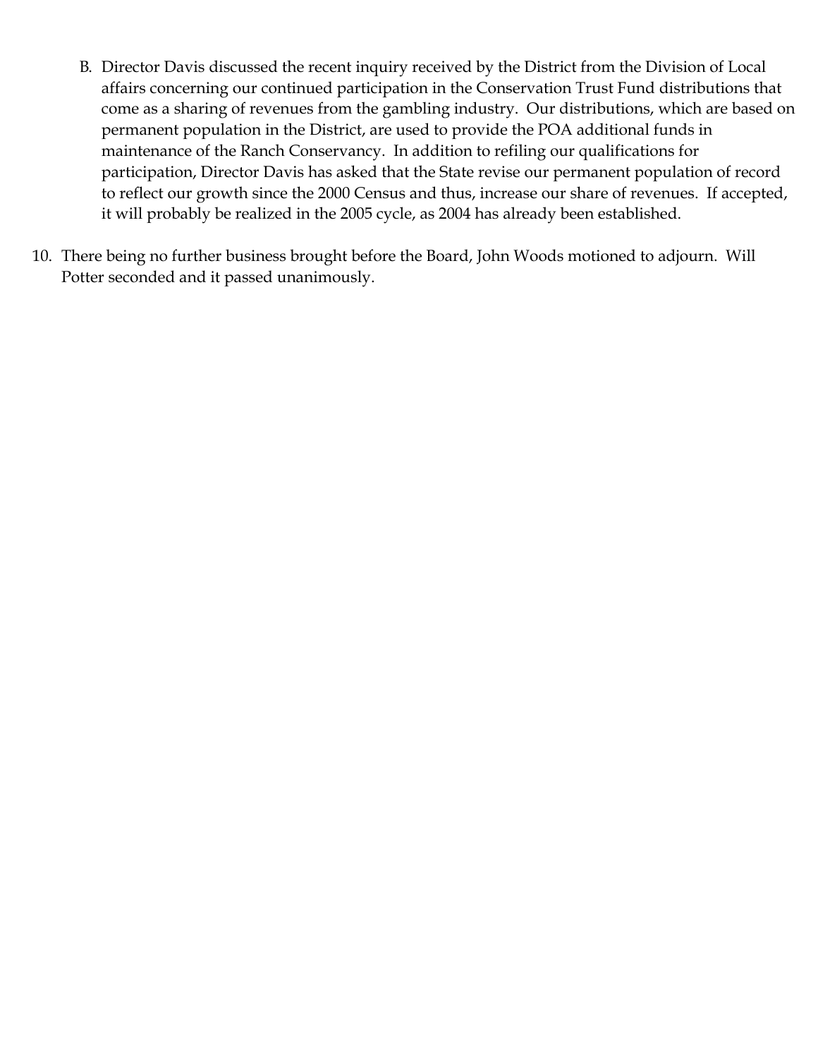B. Director Davis discussed the recent inquiry received by the District from the Division of Local affairs concerning our continued participation in the Conservation Trust Fund distributions that come as a sharing of revenues from the gambling industry. Our distributions, which are based on permanent population in the District, are used to provide the POA additional funds in maintenance of the Ranch Conservancy. In addition to refiling our qualifications for participation, Director Davis has asked that the State revise our permanent population of record to reflect our growth since the 2000 Census and thus, increase our share of revenues. If accepted, it will probably be realized in the 2005 cycle, as 2004 has already been established.

10. There being no further business brought before the Board, John Woods motioned to adjourn. Will Potter seconded and it passed unanimously.